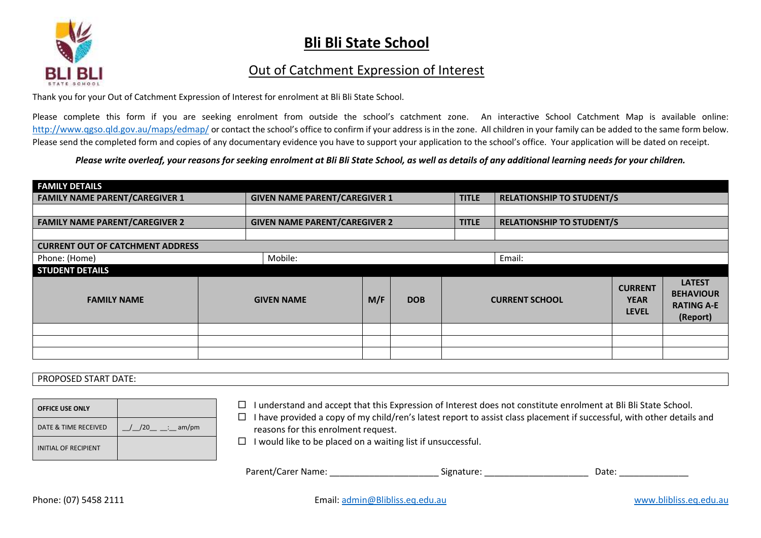# Bli Bli State School

## Out of Catchment Expression of Interest

Thank you for your Out of Catchment Expression of Interest for enrolment at Bli Bli State School.

Please complete this form if you are seeking enrolment from outside the school's catchment zone. An interactive School Catchment Map is available online: http://www.qgso.qld.gov.au/maps/edmap/ or contact the school's office to confirm if your address is in the zone. All children in your family can be added to the same form below. Please send the completed form and copies of any documentary evidence you have to support your application to the school's office. Your application will be dated on receipt.

***Please write overleaf, your reasons for seeking enrolment at Bli Bli State School, as well as details of any additional learning needs for your children.***

| **FAMILY DETAILS** | | | |
|---|---|---|---|
| **FAMILY NAME PARENT/CAREGIVER 1** | **GIVEN NAME PARENT/CAREGIVER 1** | **TITLE** | **RELATIONSHIP TO STUDENT/S** |
| | | | |
| **FAMILY NAME PARENT/CAREGIVER 2** | **GIVEN NAME PARENT/CAREGIVER 2** | **TITLE** | **RELATIONSHIP TO STUDENT/S** |
| | | | |
| **CURRENT OUT OF CATCHMENT ADDRESS** | | | |
| Phone: (Home) | Mobile: | | Email: |

| **STUDENT DETAILS** | | | | | | |
|---|---|---|---|---|---|---|
| **FAMILY NAME** | **GIVEN NAME** | **M/F** | **DOB** | **CURRENT SCHOOL** | **CURRENT YEAR LEVEL** | **LATEST BEHAVIOUR RATING A-E (Report)** |
| | | | | | | |
| | | | | | | |
| | | | | | | |

PROPOSED START DATE:

| **OFFICE USE ONLY** | |
|---|---|
| DATE & TIME RECEIVED | __/__/20__ __:__ am/pm |
| INITIAL OF RECIPIENT | |

- ☐ I understand and accept that this Expression of Interest does not constitute enrolment at Bli Bli State School.
- ☐ I have provided a copy of my child/ren's latest report to assist class placement if successful, with other details and reasons for this enrolment request.
- ☐ I would like to be placed on a waiting list if unsuccessful.

Parent/Carer Name: ______________________ Signature: ______________________ Date: ______________

Phone: (07) 5458 2111 Email: admin@Blibliss.eq.edu.au www.blibliss.eq.edu.au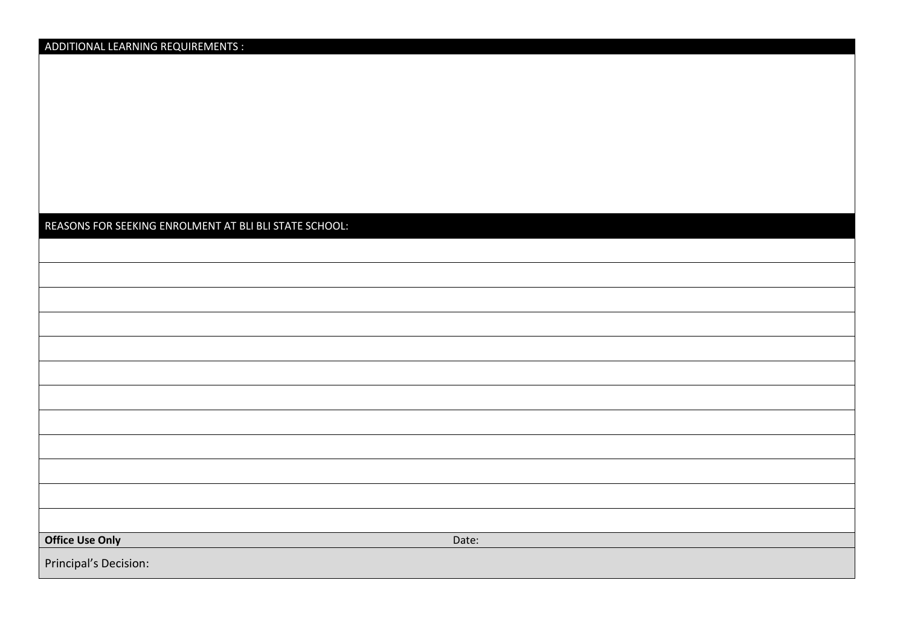ADDITIONAL LEARNING REQUIREMENTS :

REASONS FOR SEEKING ENROLMENT AT BLI BLI STATE SCHOOL:

| | |
|---|---|
| **Office Use Only** | Date: |
| Principal's Decision: | |